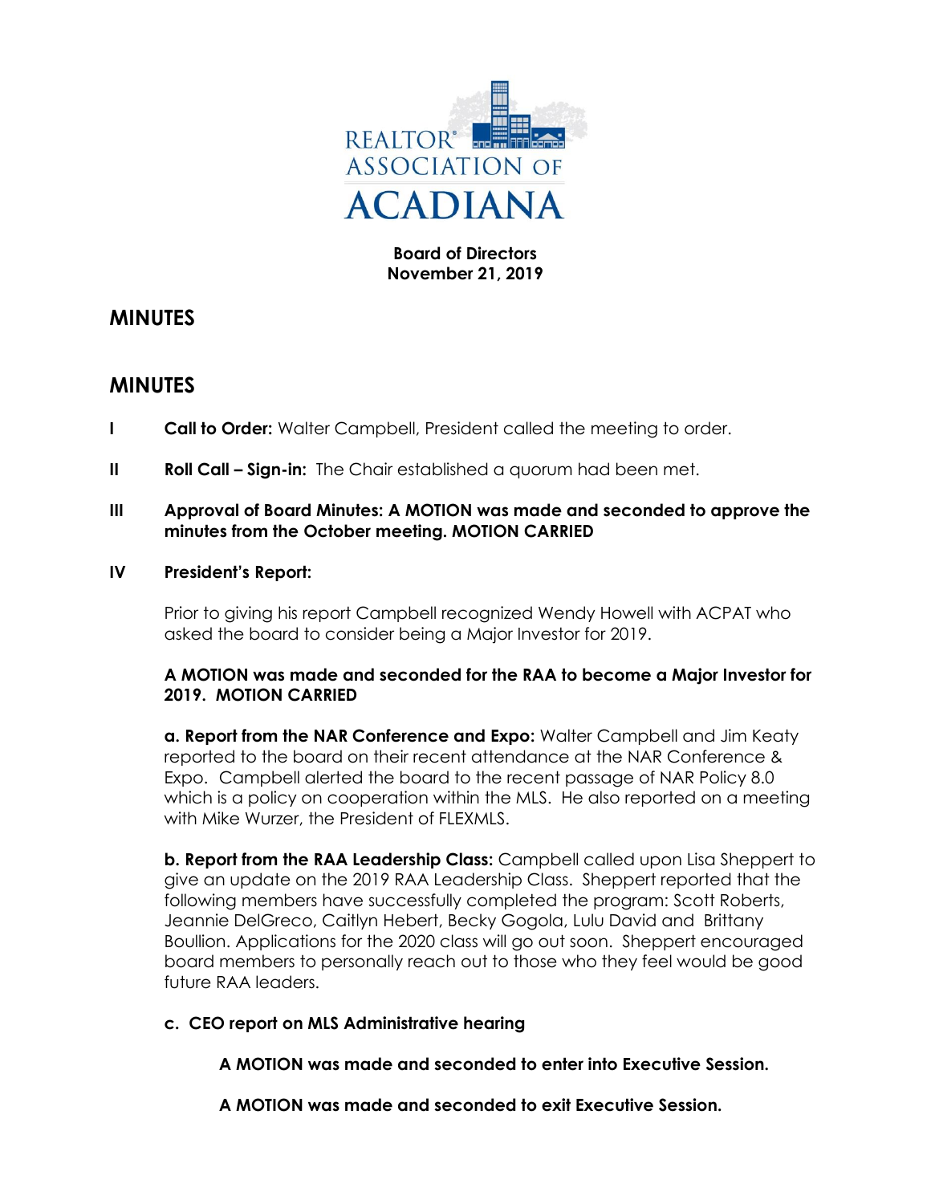REALTOR® ASSOCIATION OF ACADIANA

**Board of Directors**
**November 21, 2019**

# MINUTES

# MINUTES

**I** **Call to Order:** Walter Campbell, President called the meeting to order.

**II** **Roll Call – Sign-in:** The Chair established a quorum had been met.

**III** **Approval of Board Minutes: A MOTION was made and seconded to approve the minutes from the October meeting. MOTION CARRIED**

**IV** **President's Report:**

Prior to giving his report Campbell recognized Wendy Howell with ACPAT who asked the board to consider being a Major Investor for 2019.

**A MOTION was made and seconded for the RAA to become a Major Investor for 2019. MOTION CARRIED**

**a. Report from the NAR Conference and Expo:** Walter Campbell and Jim Keaty reported to the board on their recent attendance at the NAR Conference & Expo. Campbell alerted the board to the recent passage of NAR Policy 8.0 which is a policy on cooperation within the MLS. He also reported on a meeting with Mike Wurzer, the President of FLEXMLS.

**b. Report from the RAA Leadership Class:** Campbell called upon Lisa Sheppert to give an update on the 2019 RAA Leadership Class. Sheppert reported that the following members have successfully completed the program: Scott Roberts, Jeannie DelGreco, Caitlyn Hebert, Becky Gogola, Lulu David and Brittany Boullion. Applications for the 2020 class will go out soon. Sheppert encouraged board members to personally reach out to those who they feel would be good future RAA leaders.

**c. CEO report on MLS Administrative hearing**

**A MOTION was made and seconded to enter into Executive Session.**

**A MOTION was made and seconded to exit Executive Session.**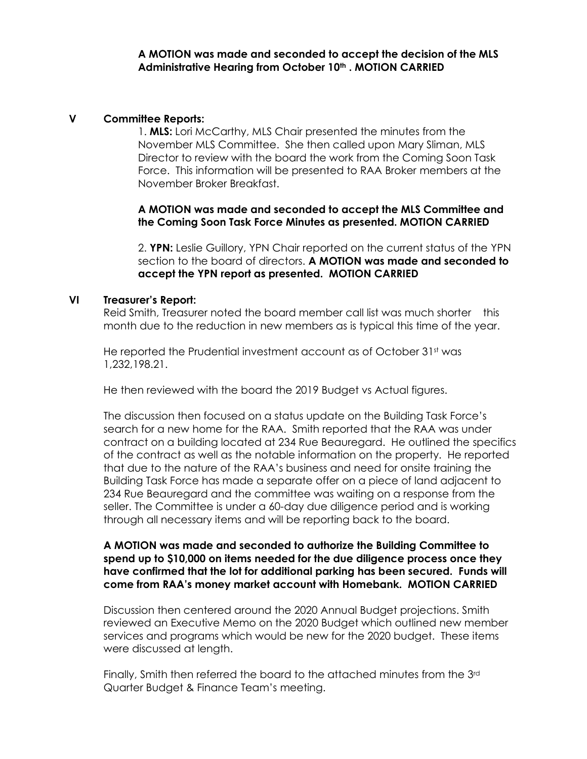**A MOTION was made and seconded to accept the decision of the MLS Administrative Hearing from October 10th . MOTION CARRIED**

## V Committee Reports:

1. **MLS:** Lori McCarthy, MLS Chair presented the minutes from the November MLS Committee. She then called upon Mary Sliman, MLS Director to review with the board the work from the Coming Soon Task Force. This information will be presented to RAA Broker members at the November Broker Breakfast.

**A MOTION was made and seconded to accept the MLS Committee and the Coming Soon Task Force Minutes as presented. MOTION CARRIED**

2. **YPN:** Leslie Guillory, YPN Chair reported on the current status of the YPN section to the board of directors. **A MOTION was made and seconded to accept the YPN report as presented. MOTION CARRIED**

## VI Treasurer's Report:

Reid Smith, Treasurer noted the board member call list was much shorter this month due to the reduction in new members as is typical this time of the year.

He reported the Prudential investment account as of October 31st was 1,232,198.21.

He then reviewed with the board the 2019 Budget vs Actual figures.

The discussion then focused on a status update on the Building Task Force's search for a new home for the RAA. Smith reported that the RAA was under contract on a building located at 234 Rue Beauregard. He outlined the specifics of the contract as well as the notable information on the property. He reported that due to the nature of the RAA's business and need for onsite training the Building Task Force has made a separate offer on a piece of land adjacent to 234 Rue Beauregard and the committee was waiting on a response from the seller. The Committee is under a 60-day due diligence period and is working through all necessary items and will be reporting back to the board.

**A MOTION was made and seconded to authorize the Building Committee to spend up to $10,000 on items needed for the due diligence process once they have confirmed that the lot for additional parking has been secured. Funds will come from RAA's money market account with Homebank. MOTION CARRIED**

Discussion then centered around the 2020 Annual Budget projections. Smith reviewed an Executive Memo on the 2020 Budget which outlined new member services and programs which would be new for the 2020 budget. These items were discussed at length.

Finally, Smith then referred the board to the attached minutes from the 3rd Quarter Budget & Finance Team's meeting.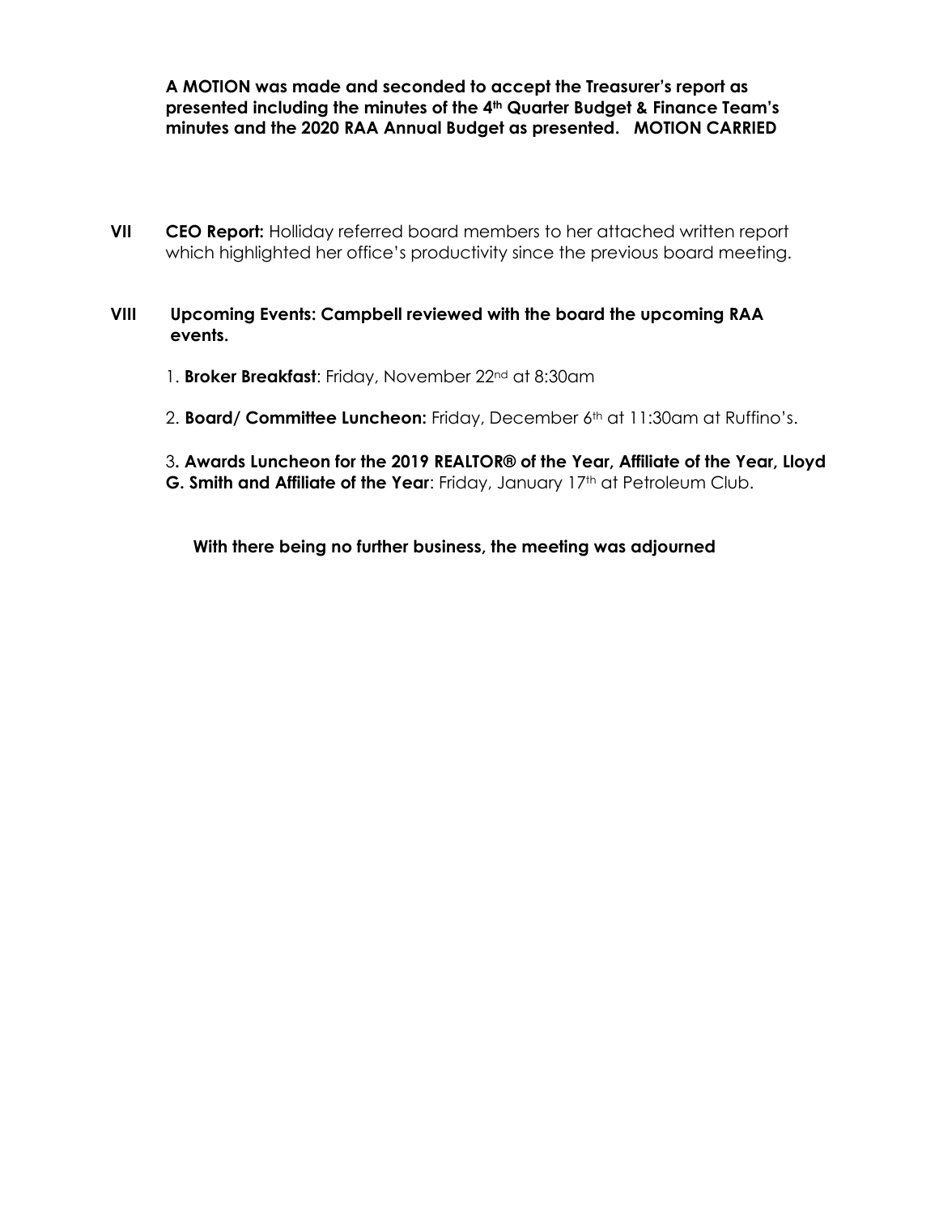**A MOTION was made and seconded to accept the Treasurer's report as presented including the minutes of the 4th Quarter Budget & Finance Team's minutes and the 2020 RAA Annual Budget as presented. MOTION CARRIED**

**VII CEO Report:** Holliday referred board members to her attached written report which highlighted her office's productivity since the previous board meeting.

**VIII Upcoming Events: Campbell reviewed with the board the upcoming RAA events.**

1. **Broker Breakfast**: Friday, November 22nd at 8:30am

2. **Board/ Committee Luncheon:** Friday, December 6th at 11:30am at Ruffino's.

3. **Awards Luncheon for the 2019 REALTOR® of the Year, Affiliate of the Year, Lloyd G. Smith and Affiliate of the Year**: Friday, January 17th at Petroleum Club.

**With there being no further business, the meeting was adjourned**